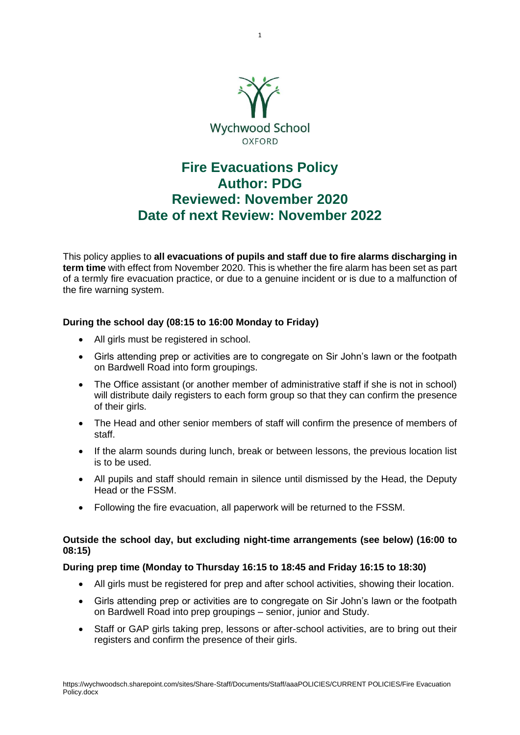Wychwood School
OXFORD

# Fire Evacuations Policy
## Author: PDG
## Reviewed: November 2020
## Date of next Review: November 2022

This policy applies to **all evacuations of pupils and staff due to fire alarms discharging in term time** with effect from November 2020. This is whether the fire alarm has been set as part of a termly fire evacuation practice, or due to a genuine incident or is due to a malfunction of the fire warning system.

**During the school day (08:15 to 16:00 Monday to Friday)**

- All girls must be registered in school.
- Girls attending prep or activities are to congregate on Sir John's lawn or the footpath on Bardwell Road into form groupings.
- The Office assistant (or another member of administrative staff if she is not in school) will distribute daily registers to each form group so that they can confirm the presence of their girls.
- The Head and other senior members of staff will confirm the presence of members of staff.
- If the alarm sounds during lunch, break or between lessons, the previous location list is to be used.
- All pupils and staff should remain in silence until dismissed by the Head, the Deputy Head or the FSSM.
- Following the fire evacuation, all paperwork will be returned to the FSSM.

**Outside the school day, but excluding night-time arrangements (see below) (16:00 to 08:15)**

**During prep time (Monday to Thursday 16:15 to 18:45 and Friday 16:15 to 18:30)**

- All girls must be registered for prep and after school activities, showing their location.
- Girls attending prep or activities are to congregate on Sir John's lawn or the footpath on Bardwell Road into prep groupings – senior, junior and Study.
- Staff or GAP girls taking prep, lessons or after-school activities, are to bring out their registers and confirm the presence of their girls.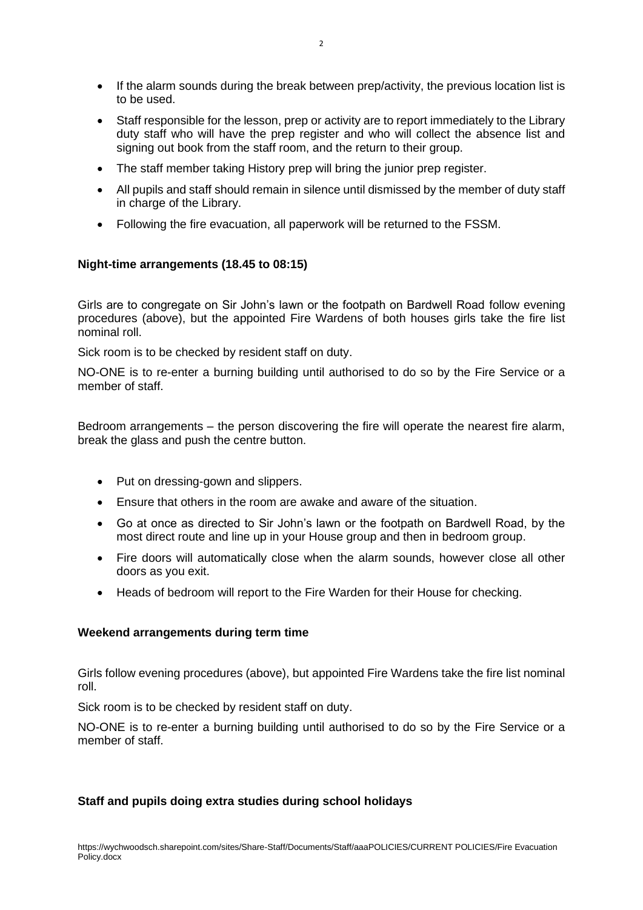- If the alarm sounds during the break between prep/activity, the previous location list is to be used.
- Staff responsible for the lesson, prep or activity are to report immediately to the Library duty staff who will have the prep register and who will collect the absence list and signing out book from the staff room, and the return to their group.
- The staff member taking History prep will bring the junior prep register.
- All pupils and staff should remain in silence until dismissed by the member of duty staff in charge of the Library.
- Following the fire evacuation, all paperwork will be returned to the FSSM.

**Night-time arrangements (18.45 to 08:15)**

Girls are to congregate on Sir John's lawn or the footpath on Bardwell Road follow evening procedures (above), but the appointed Fire Wardens of both houses girls take the fire list nominal roll.

Sick room is to be checked by resident staff on duty.

NO-ONE is to re-enter a burning building until authorised to do so by the Fire Service or a member of staff.

Bedroom arrangements – the person discovering the fire will operate the nearest fire alarm, break the glass and push the centre button.

- Put on dressing-gown and slippers.
- Ensure that others in the room are awake and aware of the situation.
- Go at once as directed to Sir John's lawn or the footpath on Bardwell Road, by the most direct route and line up in your House group and then in bedroom group.
- Fire doors will automatically close when the alarm sounds, however close all other doors as you exit.
- Heads of bedroom will report to the Fire Warden for their House for checking.

**Weekend arrangements during term time**

Girls follow evening procedures (above), but appointed Fire Wardens take the fire list nominal roll.

Sick room is to be checked by resident staff on duty.

NO-ONE is to re-enter a burning building until authorised to do so by the Fire Service or a member of staff.

**Staff and pupils doing extra studies during school holidays**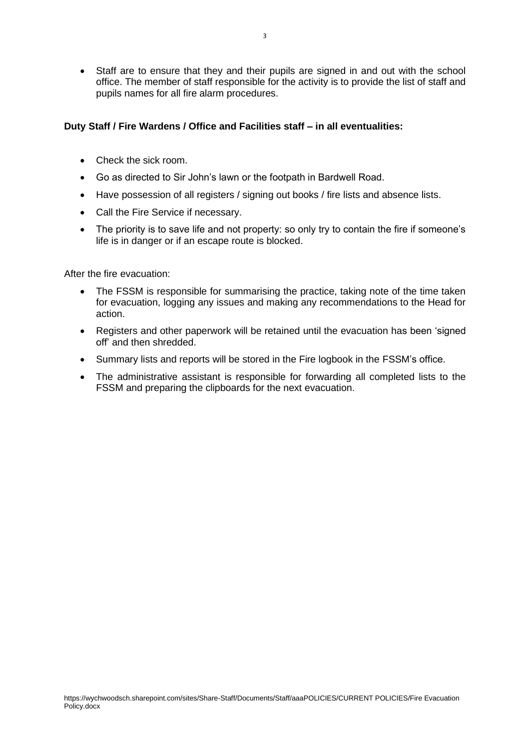- Staff are to ensure that they and their pupils are signed in and out with the school office. The member of staff responsible for the activity is to provide the list of staff and pupils names for all fire alarm procedures.

**Duty Staff / Fire Wardens / Office and Facilities staff – in all eventualities:**

- Check the sick room.
- Go as directed to Sir John's lawn or the footpath in Bardwell Road.
- Have possession of all registers / signing out books / fire lists and absence lists.
- Call the Fire Service if necessary.
- The priority is to save life and not property: so only try to contain the fire if someone's life is in danger or if an escape route is blocked.

After the fire evacuation:

- The FSSM is responsible for summarising the practice, taking note of the time taken for evacuation, logging any issues and making any recommendations to the Head for action.
- Registers and other paperwork will be retained until the evacuation has been 'signed off' and then shredded.
- Summary lists and reports will be stored in the Fire logbook in the FSSM's office.
- The administrative assistant is responsible for forwarding all completed lists to the FSSM and preparing the clipboards for the next evacuation.